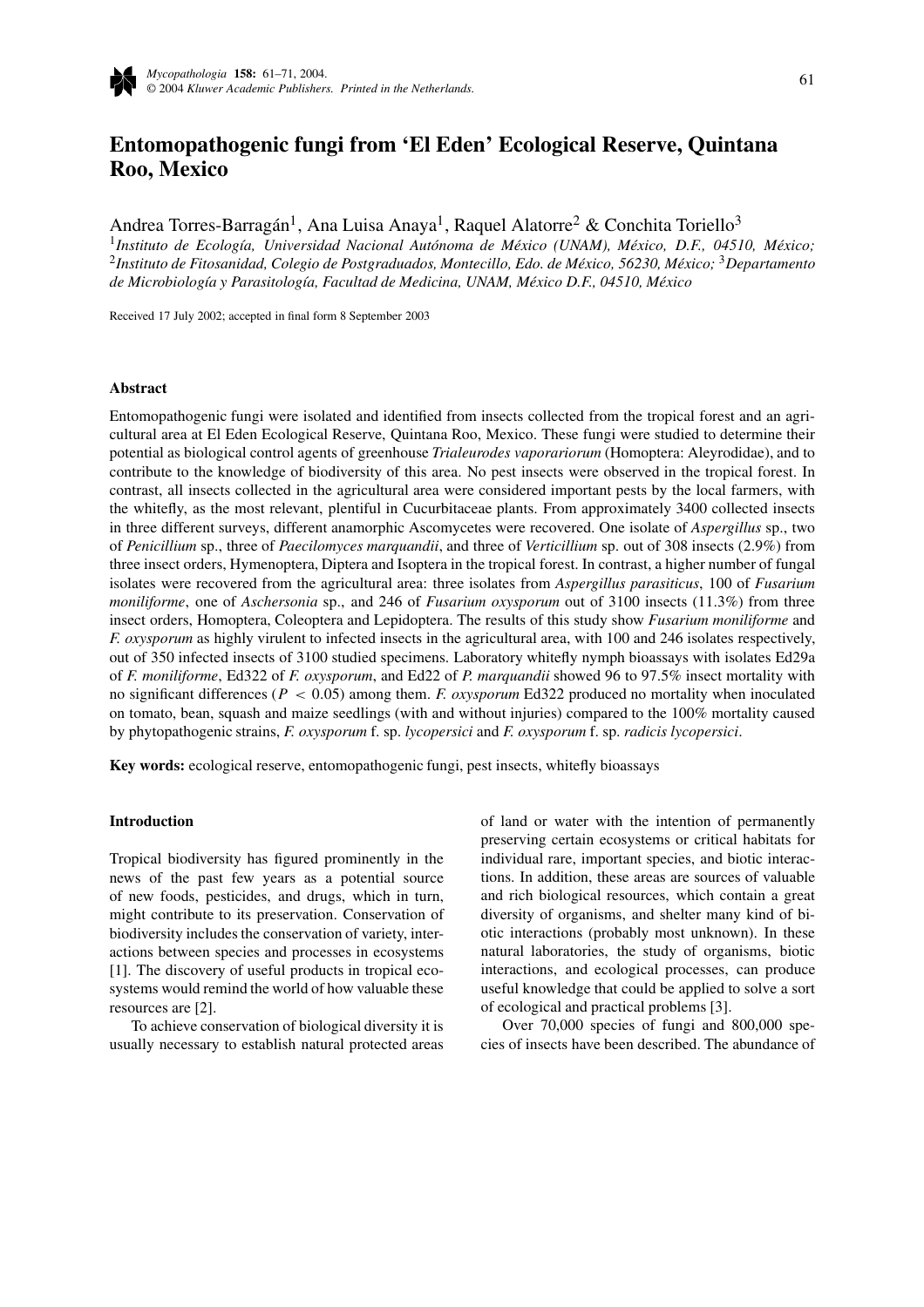# Entomopathogenic fungi from 'El Eden' Ecological Reserve, Quintana Roo, Mexico

Andrea Torres-Barragán[1], Ana Luisa Anaya[1], Raquel Alatorre[2] & Conchita Toriello[3]

[1]*Instituto de Ecología, Universidad Nacional Autónoma de México (UNAM), México, D.F., 04510, México;* [2]*Instituto de Fitosanidad, Colegio de Postgraduados, Montecillo, Edo. de México, 56230, México;* [3]*Departamento de Microbiología y Parasitología, Facultad de Medicina, UNAM, México D.F., 04510, México*

Received 17 July 2002; accepted in final form 8 September 2003

## Abstract

Entomopathogenic fungi were isolated and identified from insects collected from the tropical forest and an agricultural area at El Eden Ecological Reserve, Quintana Roo, Mexico. These fungi were studied to determine their potential as biological control agents of greenhouse *Trialeurodes vaporariorum* (Homoptera: Aleyrodidae), and to contribute to the knowledge of biodiversity of this area. No pest insects were observed in the tropical forest. In contrast, all insects collected in the agricultural area were considered important pests by the local farmers, with the whitefly, as the most relevant, plentiful in Cucurbitaceae plants. From approximately 3400 collected insects in three different surveys, different anamorphic Ascomycetes were recovered. One isolate of *Aspergillus* sp., two of *Penicillium* sp., three of *Paecilomyces marquandii*, and three of *Verticillium* sp. out of 308 insects (2.9%) from three insect orders, Hymenoptera, Diptera and Isoptera in the tropical forest. In contrast, a higher number of fungal isolates were recovered from the agricultural area: three isolates from *Aspergillus parasiticus*, 100 of *Fusarium moniliforme*, one of *Aschersonia* sp., and 246 of *Fusarium oxysporum* out of 3100 insects (11.3%) from three insect orders, Homoptera, Coleoptera and Lepidoptera. The results of this study show *Fusarium moniliforme* and *F. oxysporum* as highly virulent to infected insects in the agricultural area, with 100 and 246 isolates respectively, out of 350 infected insects of 3100 studied specimens. Laboratory whitefly nymph bioassays with isolates Ed29a of *F. moniliforme*, Ed322 of *F. oxysporum*, and Ed22 of *P. marquandii* showed 96 to 97.5% insect mortality with no significant differences ($P < 0.05$) among them. *F. oxysporum* Ed322 produced no mortality when inoculated on tomato, bean, squash and maize seedlings (with and without injuries) compared to the 100% mortality caused by phytopathogenic strains, *F. oxysporum* f. sp. *lycopersici* and *F. oxysporum* f. sp. *radicis lycopersici*.

**Key words:** ecological reserve, entomopathogenic fungi, pest insects, whitefly bioassays

## Introduction

Tropical biodiversity has figured prominently in the news of the past few years as a potential source of new foods, pesticides, and drugs, which in turn, might contribute to its preservation. Conservation of biodiversity includes the conservation of variety, interactions between species and processes in ecosystems [1]. The discovery of useful products in tropical ecosystems would remind the world of how valuable these resources are [2].

To achieve conservation of biological diversity it is usually necessary to establish natural protected areas of land or water with the intention of permanently preserving certain ecosystems or critical habitats for individual rare, important species, and biotic interactions. In addition, these areas are sources of valuable and rich biological resources, which contain a great diversity of organisms, and shelter many kind of biotic interactions (probably most unknown). In these natural laboratories, the study of organisms, biotic interactions, and ecological processes, can produce useful knowledge that could be applied to solve a sort of ecological and practical problems [3].

Over 70,000 species of fungi and 800,000 species of insects have been described. The abundance of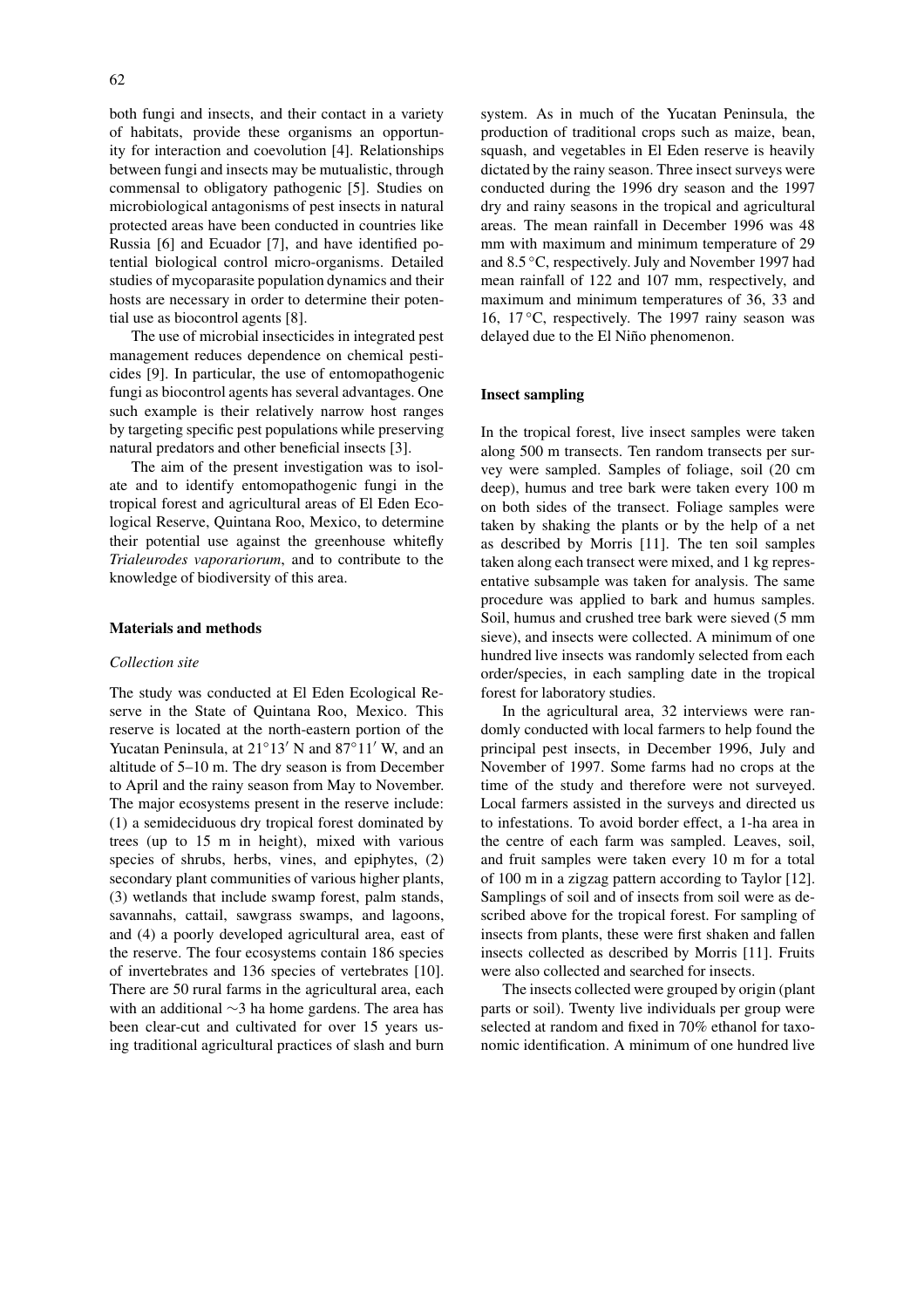both fungi and insects, and their contact in a variety of habitats, provide these organisms an opportunity for interaction and coevolution [4]. Relationships between fungi and insects may be mutualistic, through commensal to obligatory pathogenic [5]. Studies on microbiological antagonisms of pest insects in natural protected areas have been conducted in countries like Russia [6] and Ecuador [7], and have identified potential biological control micro-organisms. Detailed studies of mycoparasite population dynamics and their hosts are necessary in order to determine their potential use as biocontrol agents [8].

The use of microbial insecticides in integrated pest management reduces dependence on chemical pesticides [9]. In particular, the use of entomopathogenic fungi as biocontrol agents has several advantages. One such example is their relatively narrow host ranges by targeting specific pest populations while preserving natural predators and other beneficial insects [3].

The aim of the present investigation was to isolate and to identify entomopathogenic fungi in the tropical forest and agricultural areas of El Eden Ecological Reserve, Quintana Roo, Mexico, to determine their potential use against the greenhouse whitefly *Trialeurodes vaporariorum*, and to contribute to the knowledge of biodiversity of this area.

## Materials and methods

### *Collection site*

The study was conducted at El Eden Ecological Reserve in the State of Quintana Roo, Mexico. This reserve is located at the north-eastern portion of the Yucatan Peninsula, at 21°13′ N and 87°11′ W, and an altitude of 5–10 m. The dry season is from December to April and the rainy season from May to November. The major ecosystems present in the reserve include: (1) a semideciduous dry tropical forest dominated by trees (up to 15 m in height), mixed with various species of shrubs, herbs, vines, and epiphytes, (2) secondary plant communities of various higher plants, (3) wetlands that include swamp forest, palm stands, savannahs, cattail, sawgrass swamps, and lagoons, and (4) a poorly developed agricultural area, east of the reserve. The four ecosystems contain 186 species of invertebrates and 136 species of vertebrates [10]. There are 50 rural farms in the agricultural area, each with an additional ∼3 ha home gardens. The area has been clear-cut and cultivated for over 15 years using traditional agricultural practices of slash and burn system. As in much of the Yucatan Peninsula, the production of traditional crops such as maize, bean, squash, and vegetables in El Eden reserve is heavily dictated by the rainy season. Three insect surveys were conducted during the 1996 dry season and the 1997 dry and rainy seasons in the tropical and agricultural areas. The mean rainfall in December 1996 was 48 mm with maximum and minimum temperature of 29 and 8.5 °C, respectively. July and November 1997 had mean rainfall of 122 and 107 mm, respectively, and maximum and minimum temperatures of 36, 33 and 16, 17 °C, respectively. The 1997 rainy season was delayed due to the El Niño phenomenon.

### Insect sampling

In the tropical forest, live insect samples were taken along 500 m transects. Ten random transects per survey were sampled. Samples of foliage, soil (20 cm deep), humus and tree bark were taken every 100 m on both sides of the transect. Foliage samples were taken by shaking the plants or by the help of a net as described by Morris [11]. The ten soil samples taken along each transect were mixed, and 1 kg representative subsample was taken for analysis. The same procedure was applied to bark and humus samples. Soil, humus and crushed tree bark were sieved (5 mm sieve), and insects were collected. A minimum of one hundred live insects was randomly selected from each order/species, in each sampling date in the tropical forest for laboratory studies.

In the agricultural area, 32 interviews were randomly conducted with local farmers to help found the principal pest insects, in December 1996, July and November of 1997. Some farms had no crops at the time of the study and therefore were not surveyed. Local farmers assisted in the surveys and directed us to infestations. To avoid border effect, a 1-ha area in the centre of each farm was sampled. Leaves, soil, and fruit samples were taken every 10 m for a total of 100 m in a zigzag pattern according to Taylor [12]. Samplings of soil and of insects from soil were as described above for the tropical forest. For sampling of insects from plants, these were first shaken and fallen insects collected as described by Morris [11]. Fruits were also collected and searched for insects.

The insects collected were grouped by origin (plant parts or soil). Twenty live individuals per group were selected at random and fixed in 70% ethanol for taxonomic identification. A minimum of one hundred live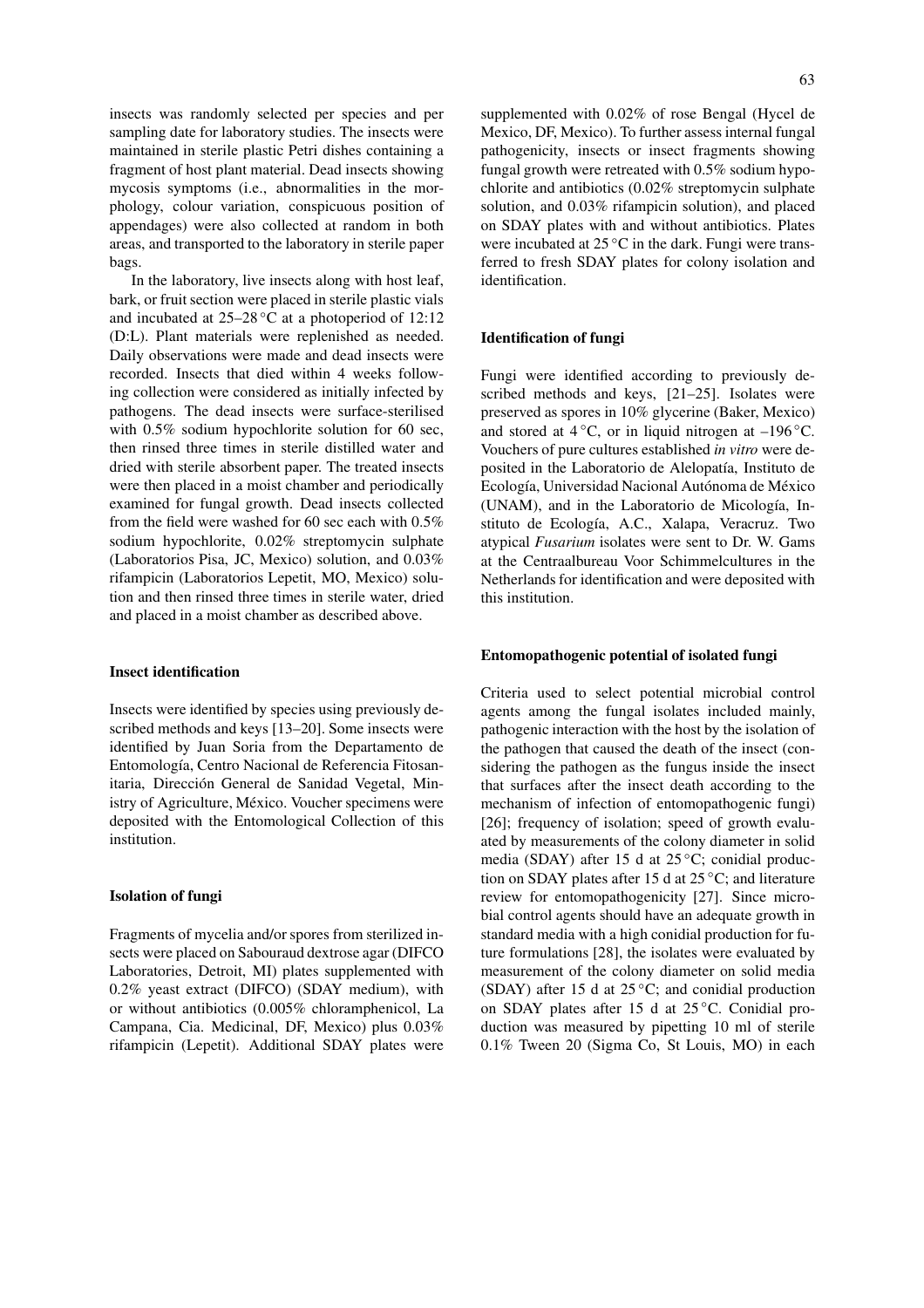insects was randomly selected per species and per sampling date for laboratory studies. The insects were maintained in sterile plastic Petri dishes containing a fragment of host plant material. Dead insects showing mycosis symptoms (i.e., abnormalities in the morphology, colour variation, conspicuous position of appendages) were also collected at random in both areas, and transported to the laboratory in sterile paper bags.

In the laboratory, live insects along with host leaf, bark, or fruit section were placed in sterile plastic vials and incubated at 25–28 °C at a photoperiod of 12:12 (D:L). Plant materials were replenished as needed. Daily observations were made and dead insects were recorded. Insects that died within 4 weeks following collection were considered as initially infected by pathogens. The dead insects were surface-sterilised with 0.5% sodium hypochlorite solution for 60 sec, then rinsed three times in sterile distilled water and dried with sterile absorbent paper. The treated insects were then placed in a moist chamber and periodically examined for fungal growth. Dead insects collected from the field were washed for 60 sec each with 0.5% sodium hypochlorite, 0.02% streptomycin sulphate (Laboratorios Pisa, JC, Mexico) solution, and 0.03% rifampicin (Laboratorios Lepetit, MO, Mexico) solution and then rinsed three times in sterile water, dried and placed in a moist chamber as described above.

### Insect identification

Insects were identified by species using previously described methods and keys [13–20]. Some insects were identified by Juan Soria from the Departamento de Entomología, Centro Nacional de Referencia Fitosanitaria, Dirección General de Sanidad Vegetal, Ministry of Agriculture, México. Voucher specimens were deposited with the Entomological Collection of this institution.

### Isolation of fungi

Fragments of mycelia and/or spores from sterilized insects were placed on Sabouraud dextrose agar (DIFCO Laboratories, Detroit, MI) plates supplemented with 0.2% yeast extract (DIFCO) (SDAY medium), with or without antibiotics (0.005% chloramphenicol, La Campana, Cia. Medicinal, DF, Mexico) plus 0.03% rifampicin (Lepetit). Additional SDAY plates were supplemented with 0.02% of rose Bengal (Hycel de Mexico, DF, Mexico). To further assess internal fungal pathogenicity, insects or insect fragments showing fungal growth were retreated with 0.5% sodium hypochlorite and antibiotics (0.02% streptomycin sulphate solution, and 0.03% rifampicin solution), and placed on SDAY plates with and without antibiotics. Plates were incubated at 25 °C in the dark. Fungi were transferred to fresh SDAY plates for colony isolation and identification.

### Identification of fungi

Fungi were identified according to previously described methods and keys, [21–25]. Isolates were preserved as spores in 10% glycerine (Baker, Mexico) and stored at 4 °C, or in liquid nitrogen at –196 °C. Vouchers of pure cultures established *in vitro* were deposited in the Laboratorio de Alelopatía, Instituto de Ecología, Universidad Nacional Autónoma de México (UNAM), and in the Laboratorio de Micología, Instituto de Ecología, A.C., Xalapa, Veracruz. Two atypical *Fusarium* isolates were sent to Dr. W. Gams at the Centraalbureau Voor Schimmelcultures in the Netherlands for identification and were deposited with this institution.

### Entomopathogenic potential of isolated fungi

Criteria used to select potential microbial control agents among the fungal isolates included mainly, pathogenic interaction with the host by the isolation of the pathogen that caused the death of the insect (considering the pathogen as the fungus inside the insect that surfaces after the insect death according to the mechanism of infection of entomopathogenic fungi) [26]; frequency of isolation; speed of growth evaluated by measurements of the colony diameter in solid media (SDAY) after 15 d at 25 °C; conidial production on SDAY plates after 15 d at 25 °C; and literature review for entomopathogenicity [27]. Since microbial control agents should have an adequate growth in standard media with a high conidial production for future formulations [28], the isolates were evaluated by measurement of the colony diameter on solid media (SDAY) after 15 d at 25 °C; and conidial production on SDAY plates after 15 d at 25 °C. Conidial production was measured by pipetting 10 ml of sterile 0.1% Tween 20 (Sigma Co, St Louis, MO) in each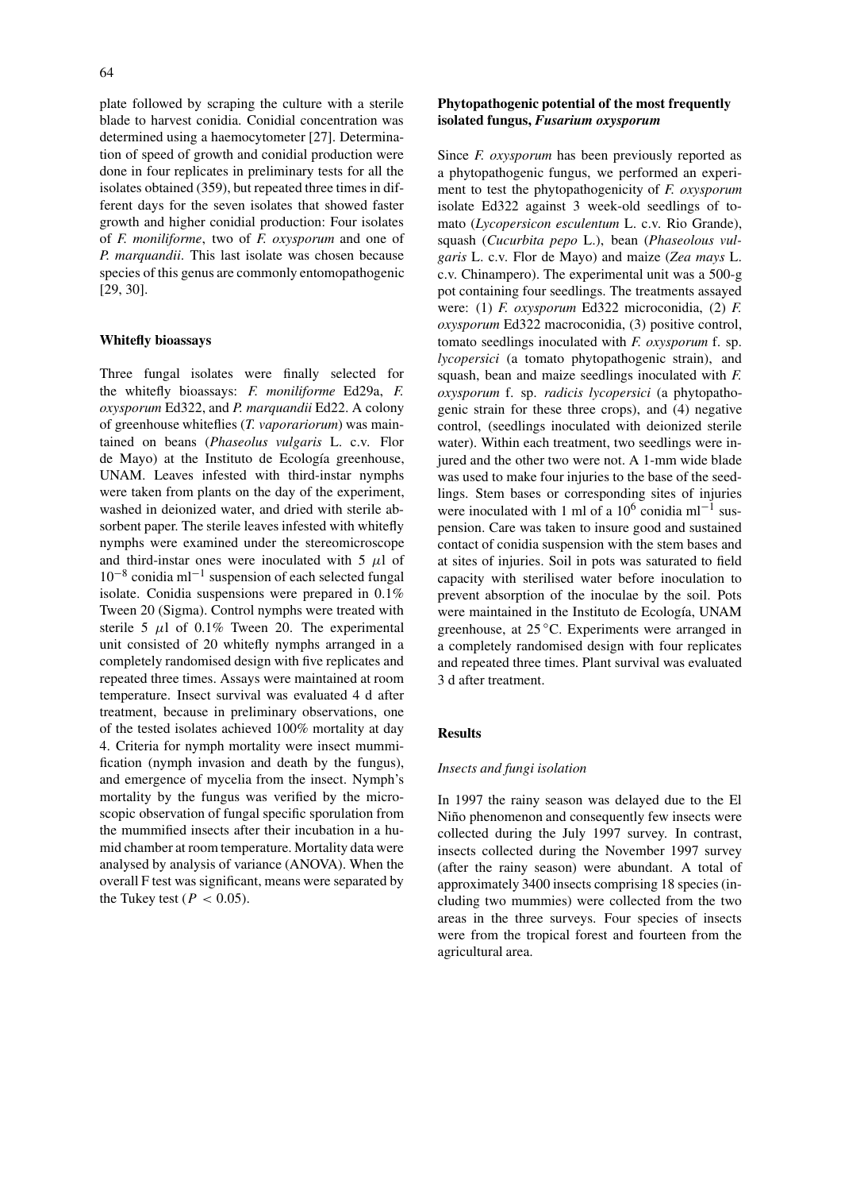plate followed by scraping the culture with a sterile blade to harvest conidia. Conidial concentration was determined using a haemocytometer [27]. Determination of speed of growth and conidial production were done in four replicates in preliminary tests for all the isolates obtained (359), but repeated three times in different days for the seven isolates that showed faster growth and higher conidial production: Four isolates of *F. moniliforme*, two of *F. oxysporum* and one of *P. marquandii*. This last isolate was chosen because species of this genus are commonly entomopathogenic [29, 30].

### Whitefly bioassays

Three fungal isolates were finally selected for the whitefly bioassays: *F. moniliforme* Ed29a, *F. oxysporum* Ed322, and *P. marquandii* Ed22. A colony of greenhouse whiteflies (*T. vaporariorum*) was maintained on beans (*Phaseolus vulgaris* L. c.v. Flor de Mayo) at the Instituto de Ecología greenhouse, UNAM. Leaves infested with third-instar nymphs were taken from plants on the day of the experiment, washed in deionized water, and dried with sterile absorbent paper. The sterile leaves infested with whitefly nymphs were examined under the stereomicroscope and third-instar ones were inoculated with 5 $\mu$l of $10^{-8}$ conidia ml$^{-1}$ suspension of each selected fungal isolate. Conidia suspensions were prepared in 0.1% Tween 20 (Sigma). Control nymphs were treated with sterile 5 $\mu$l of 0.1% Tween 20. The experimental unit consisted of 20 whitefly nymphs arranged in a completely randomised design with five replicates and repeated three times. Assays were maintained at room temperature. Insect survival was evaluated 4 d after treatment, because in preliminary observations, one of the tested isolates achieved 100% mortality at day 4. Criteria for nymph mortality were insect mummification (nymph invasion and death by the fungus), and emergence of mycelia from the insect. Nymph's mortality by the fungus was verified by the microscopic observation of fungal specific sporulation from the mummified insects after their incubation in a humid chamber at room temperature. Mortality data were analysed by analysis of variance (ANOVA). When the overall F test was significant, means were separated by the Tukey test ($P < 0.05$).

### Phytopathogenic potential of the most frequently isolated fungus, *Fusarium oxysporum*

Since *F. oxysporum* has been previously reported as a phytopathogenic fungus, we performed an experiment to test the phytopathogenicity of *F. oxysporum* isolate Ed322 against 3 week-old seedlings of tomato (*Lycopersicon esculentum* L. c.v. Rio Grande), squash (*Cucurbita pepo* L.), bean (*Phaseolous vulgaris* L. c.v. Flor de Mayo) and maize (*Zea mays* L. c.v. Chinampero). The experimental unit was a 500-g pot containing four seedlings. The treatments assayed were: (1) *F. oxysporum* Ed322 microconidia, (2) *F. oxysporum* Ed322 macroconidia, (3) positive control, tomato seedlings inoculated with *F. oxysporum* f. sp. *lycopersici* (a tomato phytopathogenic strain), and squash, bean and maize seedlings inoculated with *F. oxysporum* f. sp. *radicis lycopersici* (a phytopathogenic strain for these three crops), and (4) negative control, (seedlings inoculated with deionized sterile water). Within each treatment, two seedlings were injured and the other two were not. A 1-mm wide blade was used to make four injuries to the base of the seedlings. Stem bases or corresponding sites of injuries were inoculated with 1 ml of a $10^6$ conidia ml$^{-1}$ suspension. Care was taken to insure good and sustained contact of conidia suspension with the stem bases and at sites of injuries. Soil in pots was saturated to field capacity with sterilised water before inoculation to prevent absorption of the inoculae by the soil. Pots were maintained in the Instituto de Ecología, UNAM greenhouse, at 25 °C. Experiments were arranged in a completely randomised design with four replicates and repeated three times. Plant survival was evaluated 3 d after treatment.

## Results

#### *Insects and fungi isolation*

In 1997 the rainy season was delayed due to the El Niño phenomenon and consequently few insects were collected during the July 1997 survey. In contrast, insects collected during the November 1997 survey (after the rainy season) were abundant. A total of approximately 3400 insects comprising 18 species (including two mummies) were collected from the two areas in the three surveys. Four species of insects were from the tropical forest and fourteen from the agricultural area.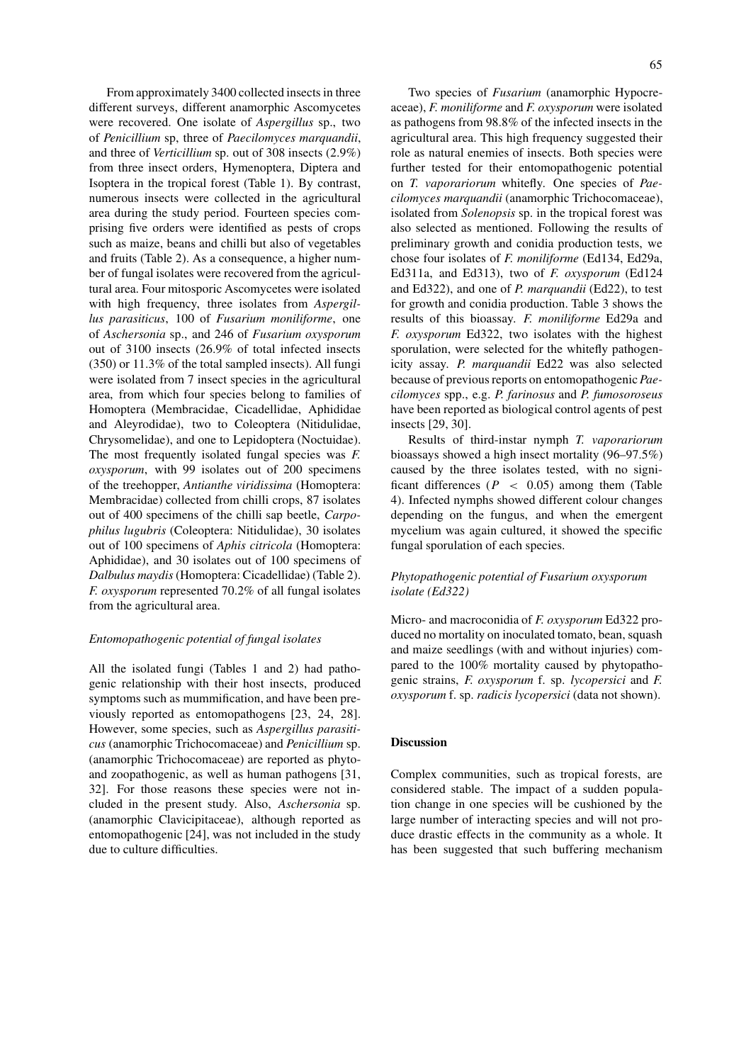From approximately 3400 collected insects in three different surveys, different anamorphic Ascomycetes were recovered. One isolate of *Aspergillus* sp., two of *Penicillium* sp, three of *Paecilomyces marquandii*, and three of *Verticillium* sp. out of 308 insects (2.9%) from three insect orders, Hymenoptera, Diptera and Isoptera in the tropical forest (Table 1). By contrast, numerous insects were collected in the agricultural area during the study period. Fourteen species comprising five orders were identified as pests of crops such as maize, beans and chilli but also of vegetables and fruits (Table 2). As a consequence, a higher number of fungal isolates were recovered from the agricultural area. Four mitosporic Ascomycetes were isolated with high frequency, three isolates from *Aspergillus parasiticus*, 100 of *Fusarium moniliforme*, one of *Aschersonia* sp., and 246 of *Fusarium oxysporum* out of 3100 insects (26.9% of total infected insects (350) or 11.3% of the total sampled insects). All fungi were isolated from 7 insect species in the agricultural area, from which four species belong to families of Homoptera (Membracidae, Cicadellidae, Aphididae and Aleyrodidae), two to Coleoptera (Nitidulidae, Chrysomelidae), and one to Lepidoptera (Noctuidae). The most frequently isolated fungal species was *F. oxysporum*, with 99 isolates out of 200 specimens of the treehopper, *Antianthe viridissima* (Homoptera: Membracidae) collected from chilli crops, 87 isolates out of 400 specimens of the chilli sap beetle, *Carpophilus lugubris* (Coleoptera: Nitidulidae), 30 isolates out of 100 specimens of *Aphis citricola* (Homoptera: Aphididae), and 30 isolates out of 100 specimens of *Dalbulus maydis* (Homoptera: Cicadellidae) (Table 2). *F. oxysporum* represented 70.2% of all fungal isolates from the agricultural area.

### *Entomopathogenic potential of fungal isolates*

All the isolated fungi (Tables 1 and 2) had pathogenic relationship with their host insects, produced symptoms such as mummification, and have been previously reported as entomopathogens [23, 24, 28]. However, some species, such as *Aspergillus parasiticus* (anamorphic Trichocomaceae) and *Penicillium* sp. (anamorphic Trichocomaceae) are reported as phyto- and zoopathogenic, as well as human pathogens [31, 32]. For those reasons these species were not included in the present study. Also, *Aschersonia* sp. (anamorphic Clavicipitaceae), although reported as entomopathogenic [24], was not included in the study due to culture difficulties.

Two species of *Fusarium* (anamorphic Hypocreaceae), *F. moniliforme* and *F. oxysporum* were isolated as pathogens from 98.8% of the infected insects in the agricultural area. This high frequency suggested their role as natural enemies of insects. Both species were further tested for their entomopathogenic potential on *T. vaporariorum* whitefly. One species of *Paecilomyces marquandii* (anamorphic Trichocomaceae), isolated from *Solenopsis* sp. in the tropical forest was also selected as mentioned. Following the results of preliminary growth and conidia production tests, we chose four isolates of *F. moniliforme* (Ed134, Ed29a, Ed311a, and Ed313), two of *F. oxysporum* (Ed124 and Ed322), and one of *P. marquandii* (Ed22), to test for growth and conidia production. Table 3 shows the results of this bioassay. *F. moniliforme* Ed29a and *F. oxysporum* Ed322, two isolates with the highest sporulation, were selected for the whitefly pathogenicity assay. *P. marquandii* Ed22 was also selected because of previous reports on entomopathogenic *Paecilomyces* spp., e.g. *P. farinosus* and *P. fumosoroseus* have been reported as biological control agents of pest insects [29, 30].

Results of third-instar nymph *T. vaporariorum* bioassays showed a high insect mortality (96–97.5%) caused by the three isolates tested, with no significant differences ($P < 0.05$) among them (Table 4). Infected nymphs showed different colour changes depending on the fungus, and when the emergent mycelium was again cultured, it showed the specific fungal sporulation of each species.

### *Phytopathogenic potential of Fusarium oxysporum isolate (Ed322)*

Micro- and macroconidia of *F. oxysporum* Ed322 produced no mortality on inoculated tomato, bean, squash and maize seedlings (with and without injuries) compared to the 100% mortality caused by phytopathogenic strains, *F. oxysporum* f. sp. *lycopersici* and *F. oxysporum* f. sp. *radicis lycopersici* (data not shown).

## Discussion

Complex communities, such as tropical forests, are considered stable. The impact of a sudden population change in one species will be cushioned by the large number of interacting species and will not produce drastic effects in the community as a whole. It has been suggested that such buffering mechanism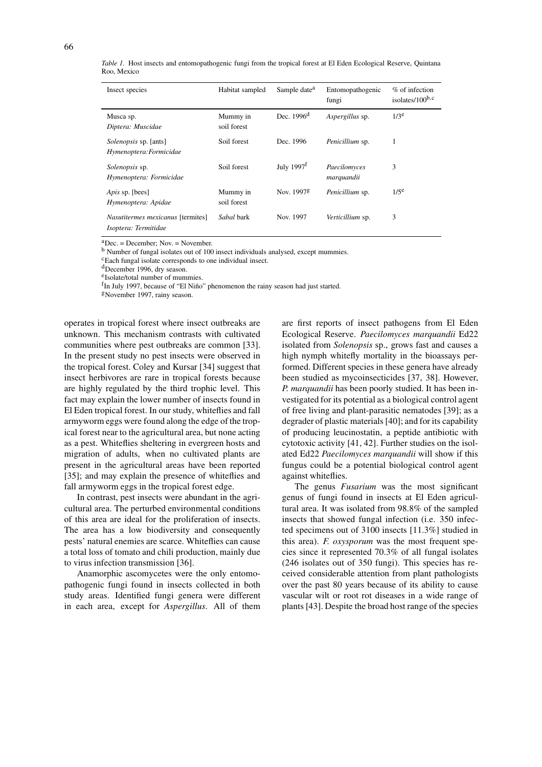*Table 1.* Host insects and entomopathogenic fungi from the tropical forest at El Eden Ecological Reserve, Quintana Roo, Mexico

| Insect species | Habitat sampled | Sample date[a] | Entomopathogenic fungi | % of infection isolates/100[b,c] |
|---|---|---|---|---|
| Musca sp. *Diptera: Muscidae* | Mummy in soil forest | Dec. 1996[d] | *Aspergillus* sp. | 1/3[e] |
| *Solenopsis* sp. [ants] *Hymenoptera:Formicidae* | Soil forest | Dec. 1996 | *Penicillium* sp. | 1 |
| *Solenopsis* sp. *Hymenoptera: Formicidae* | Soil forest | July 1997[f] | *Paecilomyces marquandii* | 3 |
| *Apis* sp. [bees] *Hymenoptera: Apidae* | Mummy in soil forest | Nov. 1997[g] | *Penicillium* sp. | 1/5[e] |
| *Nasutitermes mexicanus* [termites] *Isoptera: Termitidae* | *Sabal* bark | Nov. 1997 | *Verticillium* sp. | 3 |

[a]Dec. = December; Nov. = November.
[b] Number of fungal isolates out of 100 insect individuals analysed, except mummies.
[c]Each fungal isolate corresponds to one individual insect.
[d]December 1996, dry season.
[e]Isolate/total number of mummies.
[f]In July 1997, because of "El Niño" phenomenon the rainy season had just started.
[g]November 1997, rainy season.

operates in tropical forest where insect outbreaks are unknown. This mechanism contrasts with cultivated communities where pest outbreaks are common [33]. In the present study no pest insects were observed in the tropical forest. Coley and Kursar [34] suggest that insect herbivores are rare in tropical forests because are highly regulated by the third trophic level. This fact may explain the lower number of insects found in El Eden tropical forest. In our study, whiteflies and fall armyworm eggs were found along the edge of the tropical forest near to the agricultural area, but none acting as a pest. Whiteflies sheltering in evergreen hosts and migration of adults, when no cultivated plants are present in the agricultural areas have been reported [35]; and may explain the presence of whiteflies and fall armyworm eggs in the tropical forest edge.

In contrast, pest insects were abundant in the agricultural area. The perturbed environmental conditions of this area are ideal for the proliferation of insects. The area has a low biodiversity and consequently pests' natural enemies are scarce. Whiteflies can cause a total loss of tomato and chili production, mainly due to virus infection transmission [36].

Anamorphic ascomycetes were the only entomopathogenic fungi found in insects collected in both study areas. Identified fungi genera were different in each area, except for *Aspergillus*. All of them are first reports of insect pathogens from El Eden Ecological Reserve. *Paecilomyces marquandii* Ed22 isolated from *Solenopsis* sp., grows fast and causes a high nymph whitefly mortality in the bioassays performed. Different species in these genera have already been studied as mycoinsecticides [37, 38]. However, *P. marquandii* has been poorly studied. It has been investigated for its potential as a biological control agent of free living and plant-parasitic nematodes [39]; as a degrader of plastic materials [40]; and for its capability of producing leucinostatin, a peptide antibiotic with cytotoxic activity [41, 42]. Further studies on the isolated Ed22 *Paecilomyces marquandii* will show if this fungus could be a potential biological control agent against whiteflies.

The genus *Fusarium* was the most significant genus of fungi found in insects at El Eden agricultural area. It was isolated from 98.8% of the sampled insects that showed fungal infection (i.e. 350 infected specimens out of 3100 insects [11.3%] studied in this area). *F. oxysporum* was the most frequent species since it represented 70.3% of all fungal isolates (246 isolates out of 350 fungi). This species has received considerable attention from plant pathologists over the past 80 years because of its ability to cause vascular wilt or root rot diseases in a wide range of plants [43]. Despite the broad host range of the species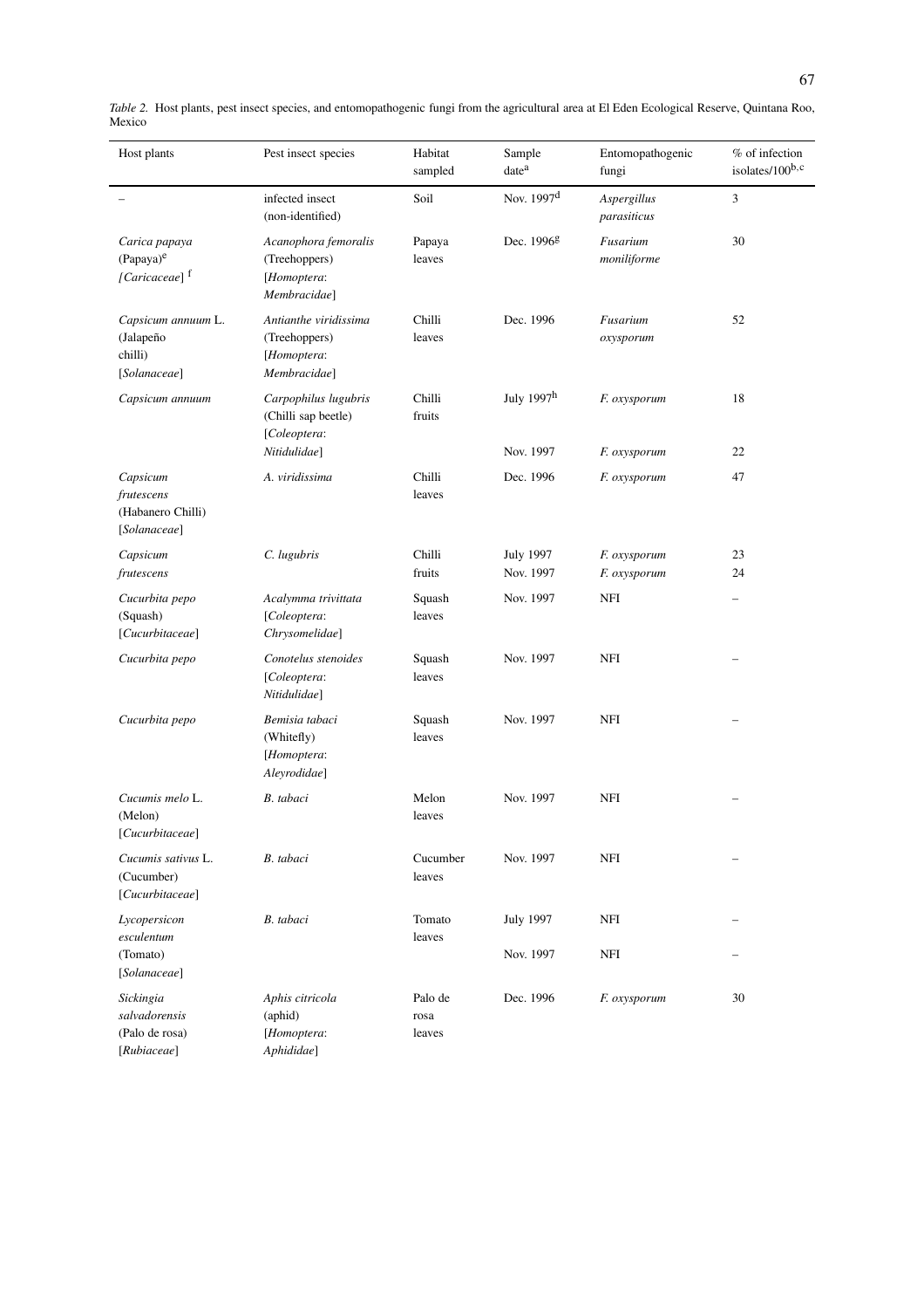*Table 2.* Host plants, pest insect species, and entomopathogenic fungi from the agricultural area at El Eden Ecological Reserve, Quintana Roo, Mexico

| Host plants | Pest insect species | Habitat sampled | Sample date[a] | Entomopathogenic fungi | % of infection isolates/100[b,c] |
|---|---|---|---|---|---|
| – | infected insect (non-identified) | Soil | Nov. 1997[d] | *Aspergillus parasiticus* | 3 |
| *Carica papaya* (Papaya)[e] [*Caricaceae*][f] | *Acanophora femoralis* (Treehoppers) [*Homoptera*: *Membracidae*] | Papaya leaves | Dec. 1996[g] | *Fusarium moniliforme* | 30 |
| *Capsicum annuum* L. (Jalapeño chilli) [*Solanaceae*] | *Antianthe viridissima* (Treehoppers) [*Homoptera*: *Membracidae*] | Chilli leaves | Dec. 1996 | *Fusarium oxysporum* | 52 |
| *Capsicum annuum* | *Carpophilus lugubris* (Chilli sap beetle) [*Coleoptera*: *Nitidulidae*] | Chilli fruits | July 1997[h] | *F. oxysporum* | 18 |
| | | | Nov. 1997 | *F. oxysporum* | 22 |
| *Capsicum frutescens* (Habanero Chilli) [*Solanaceae*] | *A. viridissima* | Chilli leaves | Dec. 1996 | *F. oxysporum* | 47 |
| *Capsicum frutescens* | *C. lugubris* | Chilli fruits | July 1997 | *F. oxysporum* | 23 |
| | | | Nov. 1997 | *F. oxysporum* | 24 |
| *Cucurbita pepo* (Squash) [*Cucurbitaceae*] | *Acalymma trivittata* [*Coleoptera*: *Chrysomelidae*] | Squash leaves | Nov. 1997 | NFI | – |
| *Cucurbita pepo* | *Conotelus stenoides* [*Coleoptera*: *Nitidulidae*] | Squash leaves | Nov. 1997 | NFI | – |
| *Cucurbita pepo* | *Bemisia tabaci* (Whitefly) [*Homoptera*: *Aleyrodidae*] | Squash leaves | Nov. 1997 | NFI | – |
| *Cucumis melo* L. (Melon) [*Cucurbitaceae*] | *B. tabaci* | Melon leaves | Nov. 1997 | NFI | – |
| *Cucumis sativus* L. (Cucumber) [*Cucurbitaceae*] | *B. tabaci* | Cucumber leaves | Nov. 1997 | NFI | – |
| *Lycopersicon esculentum* (Tomato) [*Solanaceae*] | *B. tabaci* | Tomato leaves | July 1997 | NFI | – |
| | | | Nov. 1997 | NFI | – |
| *Sickingia salvadorensis* (Palo de rosa) [*Rubiaceae*] | *Aphis citricola* (aphid) [*Homoptera*: *Aphididae*] | Palo de rosa leaves | Dec. 1996 | *F. oxysporum* | 30 |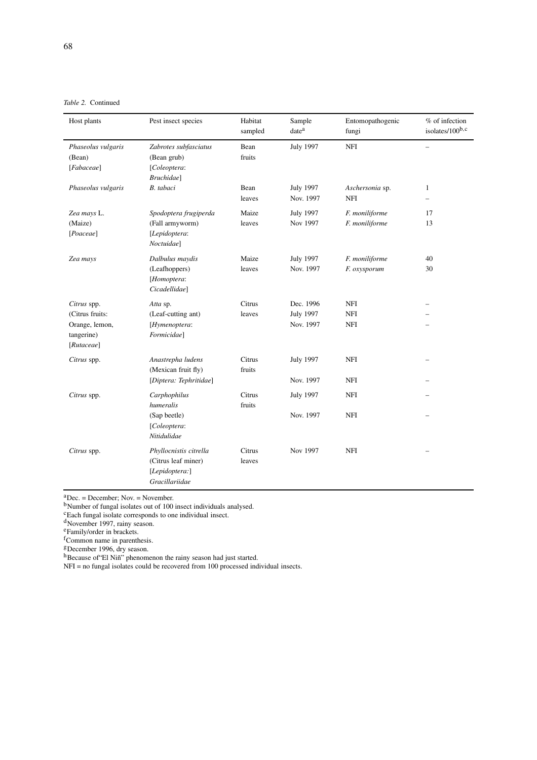*Table 2.* Continued

| Host plants | Pest insect species | Habitat sampled | Sample date[a] | Entomopathogenic fungi | % of infection isolates/100[b,c] |
|---|---|---|---|---|---|
| *Phaseolus vulgaris* (Bean) [*Fabaceae*] | *Zabrotes subfasciatus* (Bean grub) [*Coleoptera*: *Bruchidae*] | Bean fruits | July 1997 | NFI | – |
| *Phaseolus vulgaris* | *B. tabaci* | Bean leaves | July 1997 | *Aschersonia* sp. | 1 |
| | | | Nov. 1997 | NFI | – |
| *Zea mays* L. (Maize) [*Poaceae*] | *Spodoptera frugiperda* (Fall armyworm) [*Lepidoptera*: *Noctuidae*] | Maize leaves | July 1997 | *F. moniliforme* | 17 |
| | | | Nov 1997 | *F. moniliforme* | 13 |
| *Zea mays* | *Dalbulus maydis* (Leafhoppers) [*Homoptera*: *Cicadellidae*] | Maize leaves | July 1997 | *F. moniliforme* | 40 |
| | | | Nov. 1997 | *F. oxysporum* | 30 |
| *Citrus* spp. (Citrus fruits: Orange, lemon, tangerine) [*Rutaceae*] | *Atta* sp. (Leaf-cutting ant) [*Hymenoptera*: *Formicidae*] | Citrus leaves | Dec. 1996 | NFI | – |
| | | | July 1997 | NFI | – |
| | | | Nov. 1997 | NFI | – |
| *Citrus* spp. | *Anastrepha ludens* (Mexican fruit fly) [*Diptera: Tephritidae*] | Citrus fruits | July 1997 | NFI | – |
| | | | Nov. 1997 | NFI | – |
| *Citrus* spp. | *Carphophilus humeralis* (Sap beetle) [*Coleoptera*: *Nitidulidae*] | Citrus fruits | July 1997 | NFI | – |
| | | | Nov. 1997 | NFI | – |
| *Citrus* spp. | *Phyllocnistis citrella* (Citrus leaf miner) [*Lepidoptera:*] *Gracillariidae* | Citrus leaves | Nov 1997 | NFI | – |

[a]Dec. = December; Nov. = November.
[b]Number of fungal isolates out of 100 insect individuals analysed.
[c]Each fungal isolate corresponds to one individual insect.
[d]November 1997, rainy season.
[e]Family/order in brackets.
[f]Common name in parenthesis.
[g]December 1996, dry season.
[h]Because of"El Niñ" phenomenon the rainy season had just started.
NFI = no fungal isolates could be recovered from 100 processed individual insects.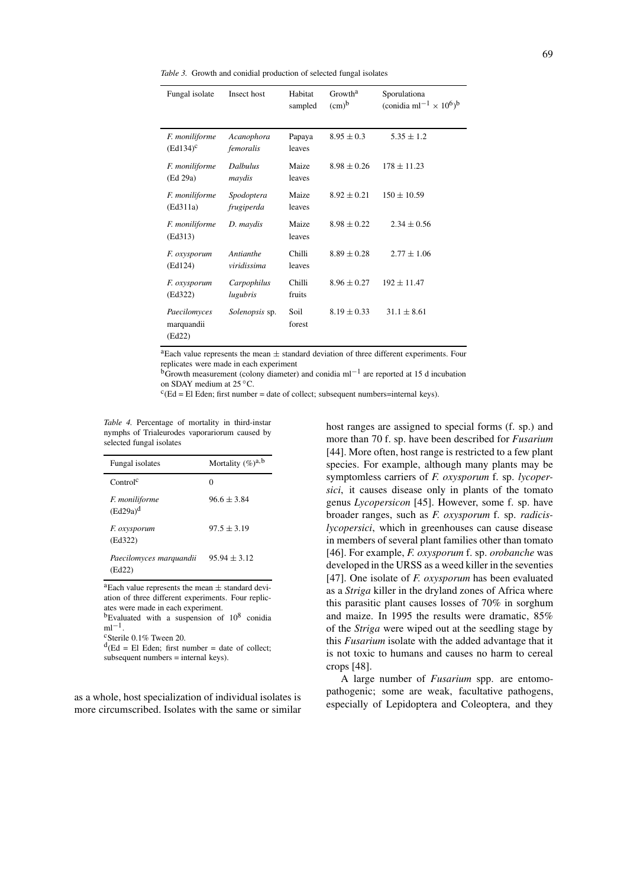*Table 3.* Growth and conidial production of selected fungal isolates

| Fungal isolate | Insect host | Habitat sampled | Growth[a] (cm)[b] | Sporulationa (conidia $ml^{-1} \times 10^6$)[b] |
|---|---|---|---|---|
| *F. moniliforme* (Ed134)[c] | *Acanophora femoralis* | Papaya leaves | $8.95 \pm 0.3$ | $5.35 \pm 1.2$ |
| *F. moniliforme* (Ed 29a) | *Dalbulus maydis* | Maize leaves | $8.98 \pm 0.26$ | $178 \pm 11.23$ |
| *F. moniliforme* (Ed311a) | *Spodoptera frugiperda* | Maize leaves | $8.92 \pm 0.21$ | $150 \pm 10.59$ |
| *F. moniliforme* (Ed313) | *D. maydis* | Maize leaves | $8.98 \pm 0.22$ | $2.34 \pm 0.56$ |
| *F. oxysporum* (Ed124) | *Antianthe viridissima* | Chilli leaves | $8.89 \pm 0.28$ | $2.77 \pm 1.06$ |
| *F. oxysporum* (Ed322) | *Carpophilus lugubris* | Chilli fruits | $8.96 \pm 0.27$ | $192 \pm 11.47$ |
| *Paecilomyces marquandii* (Ed22) | *Solenopsis* sp. | Soil forest | $8.19 \pm 0.33$ | $31.1 \pm 8.61$ |

[a]Each value represents the mean ± standard deviation of three different experiments. Four replicates were made in each experiment
[b]Growth measurement (colony diameter) and conidia $ml^{-1}$ are reported at 15 d incubation on SDAY medium at 25 °C.
[c](Ed = El Eden; first number = date of collect; subsequent numbers=internal keys).

*Table 4.* Percentage of mortality in third-instar nymphs of Trialeurodes vaporariorum caused by selected fungal isolates

| Fungal isolates | Mortality (%)[a,b] |
|---|---|
| Control[c] | 0 |
| *F. moniliforme* (Ed29a)[d] | $96.6 \pm 3.84$ |
| *F. oxysporum* (Ed322) | $97.5 \pm 3.19$ |
| *Paecilomyces marquandii* (Ed22) | $95.94 \pm 3.12$ |

[a]Each value represents the mean ± standard deviation of three different experiments. Four replicates were made in each experiment.
[b]Evaluated with a suspension of $10^8$ conidia $ml^{-1}$.
[c]Sterile 0.1% Tween 20.
[d](Ed = El Eden; first number = date of collect; subsequent numbers = internal keys).

as a whole, host specialization of individual isolates is more circumscribed. Isolates with the same or similar host ranges are assigned to special forms (f. sp.) and more than 70 f. sp. have been described for *Fusarium* [44]. More often, host range is restricted to a few plant species. For example, although many plants may be symptomless carriers of *F. oxysporum* f. sp. *lycopersici*, it causes disease only in plants of the tomato genus *Lycopersicon* [45]. However, some f. sp. have broader ranges, such as *F. oxysporum* f. sp. *radicis-lycopersici*, which in greenhouses can cause disease in members of several plant families other than tomato [46]. For example, *F. oxysporum* f. sp. *orobanche* was developed in the URSS as a weed killer in the seventies [47]. One isolate of *F. oxysporum* has been evaluated as a *Striga* killer in the dryland zones of Africa where this parasitic plant causes losses of 70% in sorghum and maize. In 1995 the results were dramatic, 85% of the *Striga* were wiped out at the seedling stage by this *Fusarium* isolate with the added advantage that it is not toxic to humans and causes no harm to cereal crops [48].

A large number of *Fusarium* spp. are entomopathogenic; some are weak, facultative pathogens, especially of Lepidoptera and Coleoptera, and they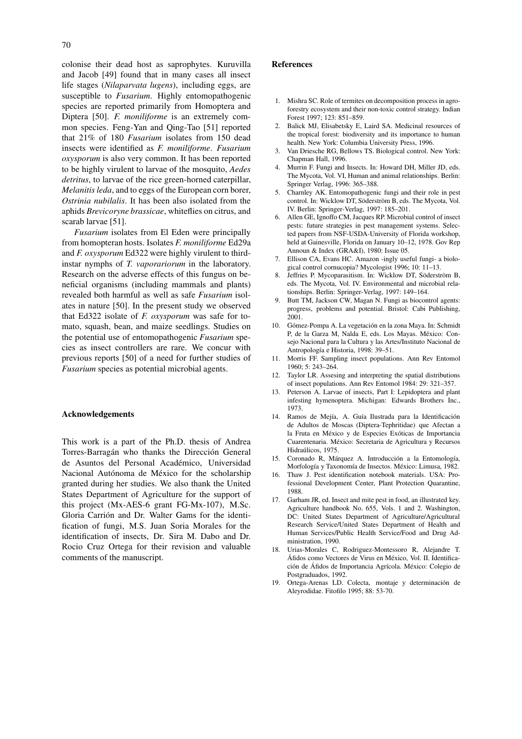colonise their dead host as saprophytes. Kuruvilla and Jacob [49] found that in many cases all insect life stages (*Nilaparvata lugens*), including eggs, are susceptible to *Fusarium*. Highly entomopathogenic species are reported primarily from Homoptera and Diptera [50]. *F. moniliforme* is an extremely common species. Feng-Yan and Qing-Tao [51] reported that 21% of 180 *Fusarium* isolates from 150 dead insects were identified as *F. moniliforme*. *Fusarium oxysporum* is also very common. It has been reported to be highly virulent to larvae of the mosquito, *Aedes detritus*, to larvae of the rice green-horned caterpillar, *Melanitis leda*, and to eggs of the European corn borer, *Ostrinia nubilalis*. It has been also isolated from the aphids *Brevicoryne brassicae*, whiteflies on citrus, and scarab larvae [51].

*Fusarium* isolates from El Eden were principally from homopteran hosts. Isolates *F. moniliforme* Ed29a and *F. oxysporum* Ed322 were highly virulent to third-instar nymphs of *T. vaporariorum* in the laboratory. Research on the adverse effects of this fungus on beneficial organisms (including mammals and plants) revealed both harmful as well as safe *Fusarium* isolates in nature [50]. In the present study we observed that Ed322 isolate of *F. oxysporum* was safe for tomato, squash, bean, and maize seedlings. Studies on the potential use of entomopathogenic *Fusarium* species as insect controllers are rare. We concur with previous reports [50] of a need for further studies of *Fusarium* species as potential microbial agents.

## Acknowledgements

This work is a part of the Ph.D. thesis of Andrea Torres-Barragán who thanks the Dirección General de Asuntos del Personal Académico, Universidad Nacional Autónoma de México for the scholarship granted during her studies. We also thank the United States Department of Agriculture for the support of this project (Mx-AES-6 grant FG-Mx-107), M.Sc. Gloria Carrión and Dr. Walter Gams for the identification of fungi, M.S. Juan Soria Morales for the identification of insects, Dr. Sira M. Dabo and Dr. Rocio Cruz Ortega for their revision and valuable comments of the manuscript.

## References

1. Mishra SC. Role of termites on decomposition process in agroforestry ecosystem and their non-toxic control strategy. Indian Forest 1997; 123: 851–859.
2. Balick MJ, Elisabetsky E, Laird SA. Medicinal resources of the tropical forest: biodiversity and its importance to human health. New York: Columbia University Press, 1996.
3. Van Driesche RG, Bellows TS. Biological control. New York: Chapman Hall, 1996.
4. Murrin F. Fungi and Insects. In: Howard DH, Miller JD, eds. The Mycota, Vol. VI, Human and animal relationships. Berlin: Springer Verlag, 1996: 365–388.
5. Charnley AK. Entomopathogenic fungi and their role in pest control. In: Wicklow DT, Söderström B, eds. The Mycota, Vol. IV. Berlin: Springer-Verlag, 1997: 185–201.
6. Allen GE, Ignoffo CM, Jacques RP. Microbial control of insect pests: future strategies in pest management systems. Selected papers from NSF-USDA-University of Florida workshop, held at Gainesville, Florida on January 10–12, 1978. Gov Rep Announ & Index (GRA&I), 1980: Issue 05.
7. Ellison CA, Evans HC. Amazon -ingly useful fungi- a biological control cornucopia? Mycologist 1996; 10: 11–13.
8. Jeffries P. Mycoparasitism. In: Wicklow DT, Söderström B, eds. The Mycota, Vol. IV. Environmental and microbial relationships. Berlin: Springer-Verlag, 1997: 149–164.
9. Butt TM, Jackson CW, Magan N. Fungi as biocontrol agents: progress, problems and potential. Bristol: Cabi Publishing, 2001.
10. Gómez-Pompa A. La vegetación en la zona Maya. In: Schmidt P, de la Garza M, Nalda E, eds. Los Mayas. México: Consejo Nacional para la Cultura y las Artes/Instituto Nacional de Antropología e Historia, 1998: 39–51.
11. Morris FF. Sampling insect populations. Ann Rev Entomol 1960; 5: 243–264.
12. Taylor LR. Assesing and interpreting the spatial distributions of insect populations. Ann Rev Entomol 1984: 29: 321–357.
13. Peterson A. Larvae of insects, Part I: Lepidoptera and plant infesting hymenoptera. Michigan: Edwards Brothers Inc., 1973.
14. Ramos de Mejía, A. Guía Ilustrada para la Identificación de Adultos de Moscas (Diptera-Tephritidae) que Afectan a la Fruta en México y de Especies Exóticas de Importancia Cuarentenaria. México: Secretaria de Agricultura y Recursos Hidraúlicos, 1975.
15. Coronado R, Márquez A. Introducción a la Entomología, Morfología y Taxonomía de Insectos. México: Limusa, 1982.
16. Thaw J. Pest identification notebook materials. USA: Professional Development Center, Plant Protection Quarantine, 1988.
17. Garham JR, ed. Insect and mite pest in food, an illustrated key. Agriculture handbook No. 655, Vols. 1 and 2. Washington, DC: United States Department of Agriculture/Agricultural Research Service/United States Department of Health and Human Services/Public Health Service/Food and Drug Administration, 1990.
18. Urias-Morales C, Rodriguez-Montessoro R, Alejandre T. Áfidos como Vectores de Virus en México, Vol. II. Identificación de Áfidos de Importancia Agrícola. México: Colegio de Postgraduados, 1992.
19. Ortega-Arenas LD. Colecta, montaje y determinación de Aleyrodidae. Fitofilo 1995; 88: 53-70.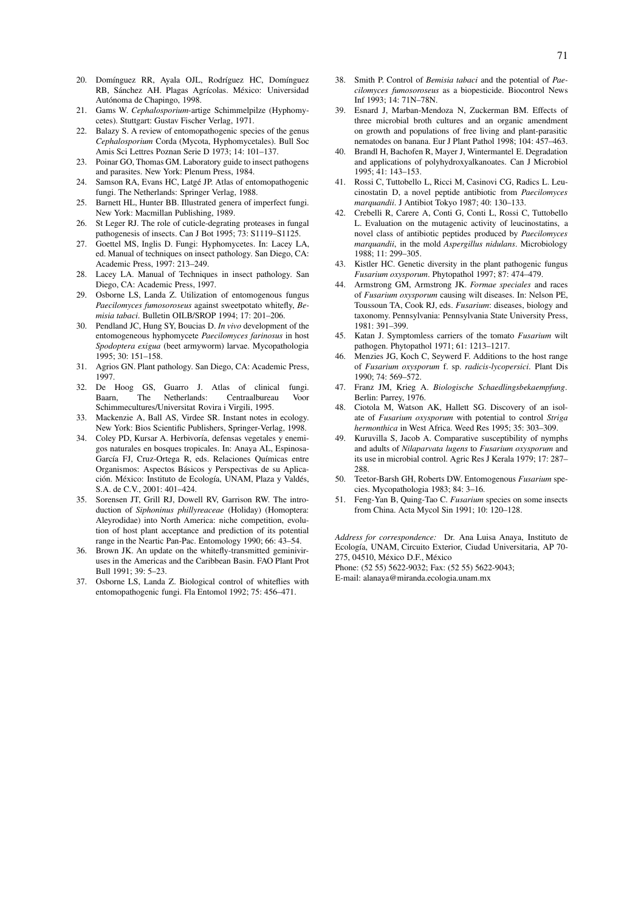20. Domínguez RR, Ayala OJL, Rodríguez HC, Domínguez RB, Sánchez AH. Plagas Agrícolas. México: Universidad Autónoma de Chapingo, 1998.
21. Gams W. *Cephalosporium*-artige Schimmelpilze (Hyphomycetes). Stuttgart: Gustav Fischer Verlag, 1971.
22. Balazy S. A review of entomopathogenic species of the genus *Cephalosporium* Corda (Mycota, Hyphomycetales). Bull Soc Amis Sci Lettres Poznan Serie D 1973; 14: 101–137.
23. Poinar GO, Thomas GM. Laboratory guide to insect pathogens and parasites. New York: Plenum Press, 1984.
24. Samson RA, Evans HC, Latgé JP. Atlas of entomopathogenic fungi. The Netherlands: Springer Verlag, 1988.
25. Barnett HL, Hunter BB. Illustrated genera of imperfect fungi. New York: Macmillan Publishing, 1989.
26. St Leger RJ. The role of cuticle-degrating proteases in fungal pathogenesis of insects. Can J Bot 1995; 73: S1119–S1125.
27. Goettel MS, Inglis D. Fungi: Hyphomycetes. In: Lacey LA, ed. Manual of techniques on insect pathology. San Diego, CA: Academic Press, 1997: 213–249.
28. Lacey LA. Manual of Techniques in insect pathology. San Diego, CA: Academic Press, 1997.
29. Osborne LS, Landa Z. Utilization of entomogenous fungus *Paecilomyces fumosoroseus* against sweetpotato whitefly, *Bemisia tabaci*. Bulletin OILB/SROP 1994; 17: 201–206.
30. Pendland JC, Hung SY, Boucias D. *In vivo* development of the entomogeneous hyphomycete *Paecilomyces farinosus* in host *Spodoptera exigua* (beet armyworm) larvae. Mycopathologia 1995; 30: 151–158.
31. Agrios GN. Plant pathology. San Diego, CA: Academic Press, 1997.
32. De Hoog GS, Guarro J. Atlas of clinical fungi. Baarn, The Netherlands: Centraalbureau Voor Schimmecultures/Universitat Rovira i Virgili, 1995.
33. Mackenzie A, Ball AS, Virdee SR. Instant notes in ecology. New York: Bios Scientific Publishers, Springer-Verlag, 1998.
34. Coley PD, Kursar A. Herbivoría, defensas vegetales y enemigos naturales en bosques tropicales. In: Anaya AL, Espinosa-García FJ, Cruz-Ortega R, eds. Relaciones Químicas entre Organismos: Aspectos Básicos y Perspectivas de su Aplicación. México: Instituto de Ecología, UNAM, Plaza y Valdés, S.A. de C.V., 2001: 401–424.
35. Sorensen JT, Grill RJ, Dowell RV, Garrison RW. The introduction of *Siphoninus phillyreaceae* (Holiday) (Homoptera: Aleyrodidae) into North America: niche competition, evolution of host plant acceptance and prediction of its potential range in the Neartic Pan-Pac. Entomology 1990; 66: 43–54.
36. Brown JK. An update on the whitefly-transmitted geminiviruses in the Americas and the Caribbean Basin. FAO Plant Prot Bull 1991; 39: 5–23.
37. Osborne LS, Landa Z. Biological control of whiteflies with entomopathogenic fungi. Fla Entomol 1992; 75: 456–471.
38. Smith P. Control of *Bemisia tabaci* and the potential of *Paecilomyces fumosoroseus* as a biopesticide. Biocontrol News Inf 1993; 14: 71N–78N.
39. Esnard J, Marban-Mendoza N, Zuckerman BM. Effects of three microbial broth cultures and an organic amendment on growth and populations of free living and plant-parasitic nematodes on banana. Eur J Plant Pathol 1998; 104: 457–463.
40. Brandl H, Bachofen R, Mayer J, Wintermantel E. Degradation and applications of polyhydroxyalkanoates. Can J Microbiol 1995; 41: 143–153.
41. Rossi C, Tuttobello L, Ricci M, Casinovi CG, Radics L. Leucinostatin D, a novel peptide antibiotic from *Paecilomyces marquandii*. J Antibiot Tokyo 1987; 40: 130–133.
42. Crebelli R, Carere A, Conti G, Conti L, Rossi C, Tuttobello L. Evaluation on the mutagenic activity of leucinostatins, a novel class of antibiotic peptides produced by *Paecilomyces marquandii*, in the mold *Aspergillus nidulans*. Microbiology 1988; 11: 299–305.
43. Kistler HC. Genetic diversity in the plant pathogenic fungus *Fusarium oxysporum*. Phytopathol 1997; 87: 474–479.
44. Armstrong GM, Armstrong JK. *Formae speciales* and races of *Fusarium oxysporum* causing wilt diseases. In: Nelson PE, Toussoun TA, Cook RJ, eds. *Fusarium*: diseases, biology and taxonomy. Pennsylvania: Pennsylvania State University Press, 1981: 391–399.
45. Katan J. Symptomless carriers of the tomato *Fusarium* wilt pathogen. Phytopathol 1971; 61: 1213–1217.
46. Menzies JG, Koch C, Seywerd F. Additions to the host range of *Fusarium oxysporum* f. sp. *radicis-lycopersici*. Plant Dis 1990; 74: 569–572.
47. Franz JM, Krieg A. *Biologische Schaedlingsbekaempfung*. Berlin: Parrey, 1976.
48. Ciotola M, Watson AK, Hallett SG. Discovery of an isolate of *Fusarium oxysporum* with potential to control *Striga hermonthica* in West Africa. Weed Res 1995; 35: 303–309.
49. Kuruvilla S, Jacob A. Comparative susceptibility of nymphs and adults of *Nilaparvata lugens* to *Fusarium oxysporum* and its use in microbial control. Agric Res J Kerala 1979; 17: 287–288.
50. Teetor-Barsh GH, Roberts DW. Entomogenous *Fusarium* species. Mycopathologia 1983; 84: 3–16.
51. Feng-Yan B, Quing-Tao C. *Fusarium* species on some insects from China. Acta Mycol Sin 1991; 10: 120–128.

*Address for correspondence:* Dr. Ana Luisa Anaya, Instituto de Ecología, UNAM, Circuito Exterior, Ciudad Universitaria, AP 70-275, 04510, México D.F., México

Phone: (52 55) 5622-9032; Fax: (52 55) 5622-9043;

E-mail: alanaya@miranda.ecologia.unam.mx